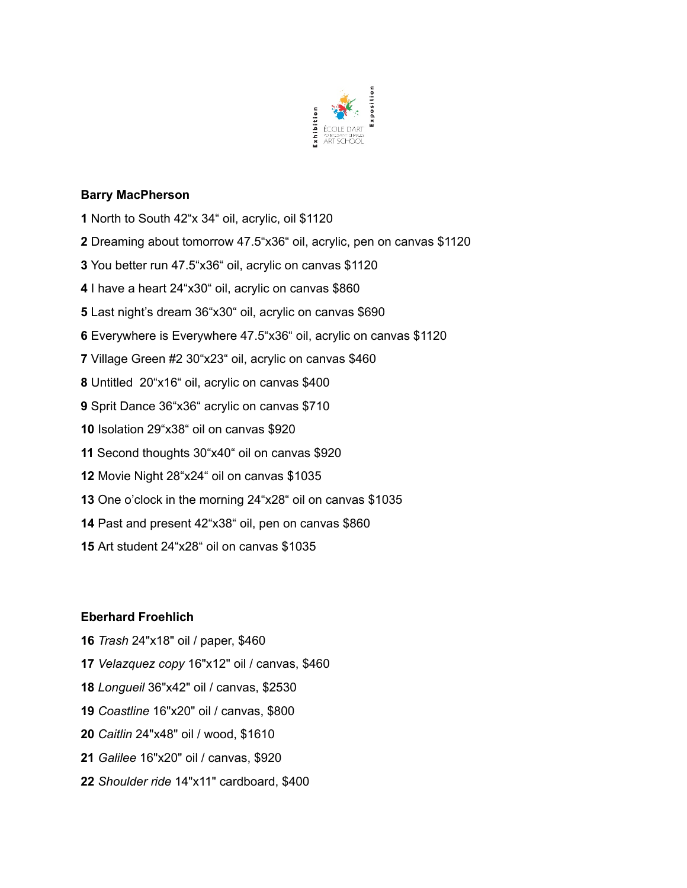Exhibition ÉCOLE D'ART POINTE-SAINT-CHARLES ART SCHOOL Exposition

**Barry MacPherson**

**1** North to South 42"x 34" oil, acrylic, oil $1120

**2** Dreaming about tomorrow 47.5"x36" oil, acrylic, pen on canvas $1120

**3** You better run 47.5"x36" oil, acrylic on canvas $1120

**4** I have a heart 24"x30" oil, acrylic on canvas $860

**5** Last night's dream 36"x30" oil, acrylic on canvas $690

**6** Everywhere is Everywhere 47.5"x36" oil, acrylic on canvas $1120

**7** Village Green #2 30"x23" oil, acrylic on canvas $460

**8** Untitled 20"x16" oil, acrylic on canvas $400

**9** Sprit Dance 36"x36" acrylic on canvas $710

**10** Isolation 29"x38" oil on canvas $920

**11** Second thoughts 30"x40" oil on canvas $920

**12** Movie Night 28"x24" oil on canvas $1035

**13** One o'clock in the morning 24"x28" oil on canvas $1035

**14** Past and present 42"x38" oil, pen on canvas $860

**15** Art student 24"x28" oil on canvas $1035

**Eberhard Froehlich**

**16** *Trash* 24"x18" oil / paper, $460

**17** *Velazquez copy* 16"x12" oil / canvas, $460

**18** *Longueil* 36"x42" oil / canvas, $2530

**19** *Coastline* 16"x20" oil / canvas, $800

**20** *Caitlin* 24"x48" oil / wood, $1610

**21** *Galilee* 16"x20" oil / canvas, $920

**22** *Shoulder ride* 14"x11" cardboard, $400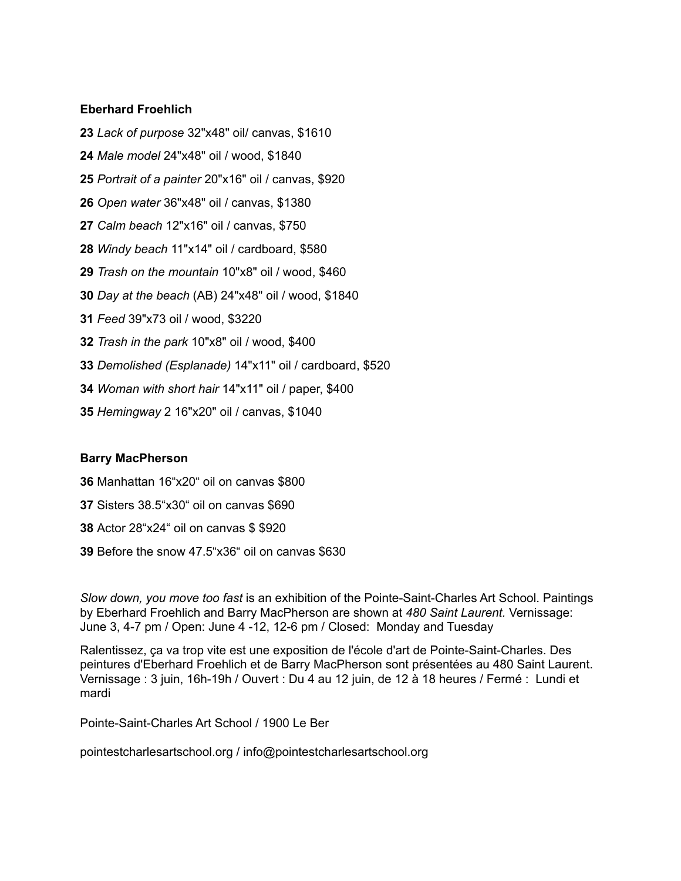**Eberhard Froehlich**

**23** *Lack of purpose* 32"x48" oil/ canvas, $1610

**24** *Male model* 24"x48" oil / wood, $1840

**25** *Portrait of a painter* 20"x16" oil / canvas, $920

**26** *Open water* 36"x48" oil / canvas, $1380

**27** *Calm beach* 12"x16" oil / canvas, $750

**28** *Windy beach* 11"x14" oil / cardboard, $580

**29** *Trash on the mountain* 10"x8" oil / wood, $460

**30** *Day at the beach* (AB) 24"x48" oil / wood, $1840

**31** *Feed* 39"x73 oil / wood, $3220

**32** *Trash in the park* 10"x8" oil / wood, $400

**33** *Demolished (Esplanade)* 14"x11" oil / cardboard, $520

**34** *Woman with short hair* 14"x11" oil / paper, $400

**35** *Hemingway* 2 16"x20" oil / canvas, $1040

**Barry MacPherson**

**36** Manhattan 16"x20" oil on canvas $800

**37** Sisters 38.5"x30" oil on canvas $690

**38** Actor 28"x24" oil on canvas $ $920

**39** Before the snow 47.5"x36" oil on canvas $630

*Slow down, you move too fast* is an exhibition of the Pointe-Saint-Charles Art School. Paintings by Eberhard Froehlich and Barry MacPherson are shown at *480 Saint Laurent.* Vernissage: June 3, 4-7 pm / Open: June 4 -12, 12-6 pm / Closed: Monday and Tuesday

Ralentissez, ça va trop vite est une exposition de l'école d'art de Pointe-Saint-Charles. Des peintures d'Eberhard Froehlich et de Barry MacPherson sont présentées au 480 Saint Laurent. Vernissage : 3 juin, 16h-19h / Ouvert : Du 4 au 12 juin, de 12 à 18 heures / Fermé : Lundi et mardi

Pointe-Saint-Charles Art School / 1900 Le Ber

pointestcharlesartschool.org / info@pointestcharlesartschool.org